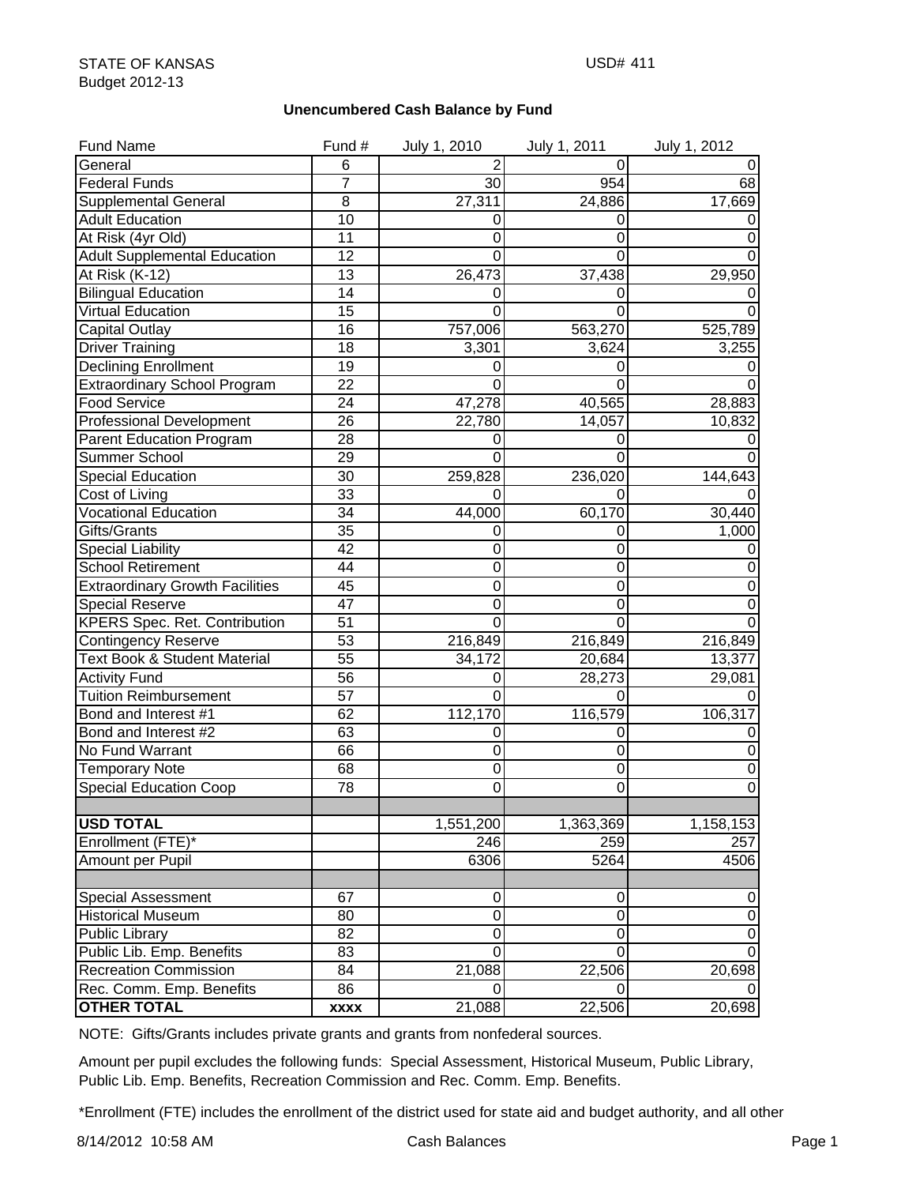STATE OF KANSAS
USD# 411
Budget 2012-13

**Unencumbered Cash Balance by Fund**

| Fund Name | Fund # | July 1, 2010 | July 1, 2011 | July 1, 2012 |
|---|---|---|---|---|
| General | 6 | 2 | 0 | 0 |
| Federal Funds | 7 | 30 | 954 | 68 |
| Supplemental General | 8 | 27,311 | 24,886 | 17,669 |
| Adult Education | 10 | 0 | 0 | 0 |
| At Risk (4yr Old) | 11 | 0 | 0 | 0 |
| Adult Supplemental Education | 12 | 0 | 0 | 0 |
| At Risk (K-12) | 13 | 26,473 | 37,438 | 29,950 |
| Bilingual Education | 14 | 0 | 0 | 0 |
| Virtual Education | 15 | 0 | 0 | 0 |
| Capital Outlay | 16 | 757,006 | 563,270 | 525,789 |
| Driver Training | 18 | 3,301 | 3,624 | 3,255 |
| Declining Enrollment | 19 | 0 | 0 | 0 |
| Extraordinary School Program | 22 | 0 | 0 | 0 |
| Food Service | 24 | 47,278 | 40,565 | 28,883 |
| Professional Development | 26 | 22,780 | 14,057 | 10,832 |
| Parent Education Program | 28 | 0 | 0 | 0 |
| Summer School | 29 | 0 | 0 | 0 |
| Special Education | 30 | 259,828 | 236,020 | 144,643 |
| Cost of Living | 33 | 0 | 0 | 0 |
| Vocational Education | 34 | 44,000 | 60,170 | 30,440 |
| Gifts/Grants | 35 | 0 | 0 | 1,000 |
| Special Liability | 42 | 0 | 0 | 0 |
| School Retirement | 44 | 0 | 0 | 0 |
| Extraordinary Growth Facilities | 45 | 0 | 0 | 0 |
| Special Reserve | 47 | 0 | 0 | 0 |
| KPERS Spec. Ret. Contribution | 51 | 0 | 0 | 0 |
| Contingency Reserve | 53 | 216,849 | 216,849 | 216,849 |
| Text Book & Student Material | 55 | 34,172 | 20,684 | 13,377 |
| Activity Fund | 56 | 0 | 28,273 | 29,081 |
| Tuition Reimbursement | 57 | 0 | 0 | 0 |
| Bond and Interest #1 | 62 | 112,170 | 116,579 | 106,317 |
| Bond and Interest #2 | 63 | 0 | 0 | 0 |
| No Fund Warrant | 66 | 0 | 0 | 0 |
| Temporary Note | 68 | 0 | 0 | 0 |
| Special Education Coop | 78 | 0 | 0 | 0 |
| | | | | |
| **USD TOTAL** | | 1,551,200 | 1,363,369 | 1,158,153 |
| Enrollment (FTE)* | | 246 | 259 | 257 |
| Amount per Pupil | | 6306 | 5264 | 4506 |
| | | | | |
| Special Assessment | 67 | 0 | 0 | 0 |
| Historical Museum | 80 | 0 | 0 | 0 |
| Public Library | 82 | 0 | 0 | 0 |
| Public Lib. Emp. Benefits | 83 | 0 | 0 | 0 |
| Recreation Commission | 84 | 21,088 | 22,506 | 20,698 |
| Rec. Comm. Emp. Benefits | 86 | 0 | 0 | 0 |
| **OTHER TOTAL** | **xxxx** | 21,088 | 22,506 | 20,698 |

NOTE: Gifts/Grants includes private grants and grants from nonfederal sources.

Amount per pupil excludes the following funds: Special Assessment, Historical Museum, Public Library, Public Lib. Emp. Benefits, Recreation Commission and Rec. Comm. Emp. Benefits.

*Enrollment (FTE) includes the enrollment of the district used for state aid and budget authority, and all other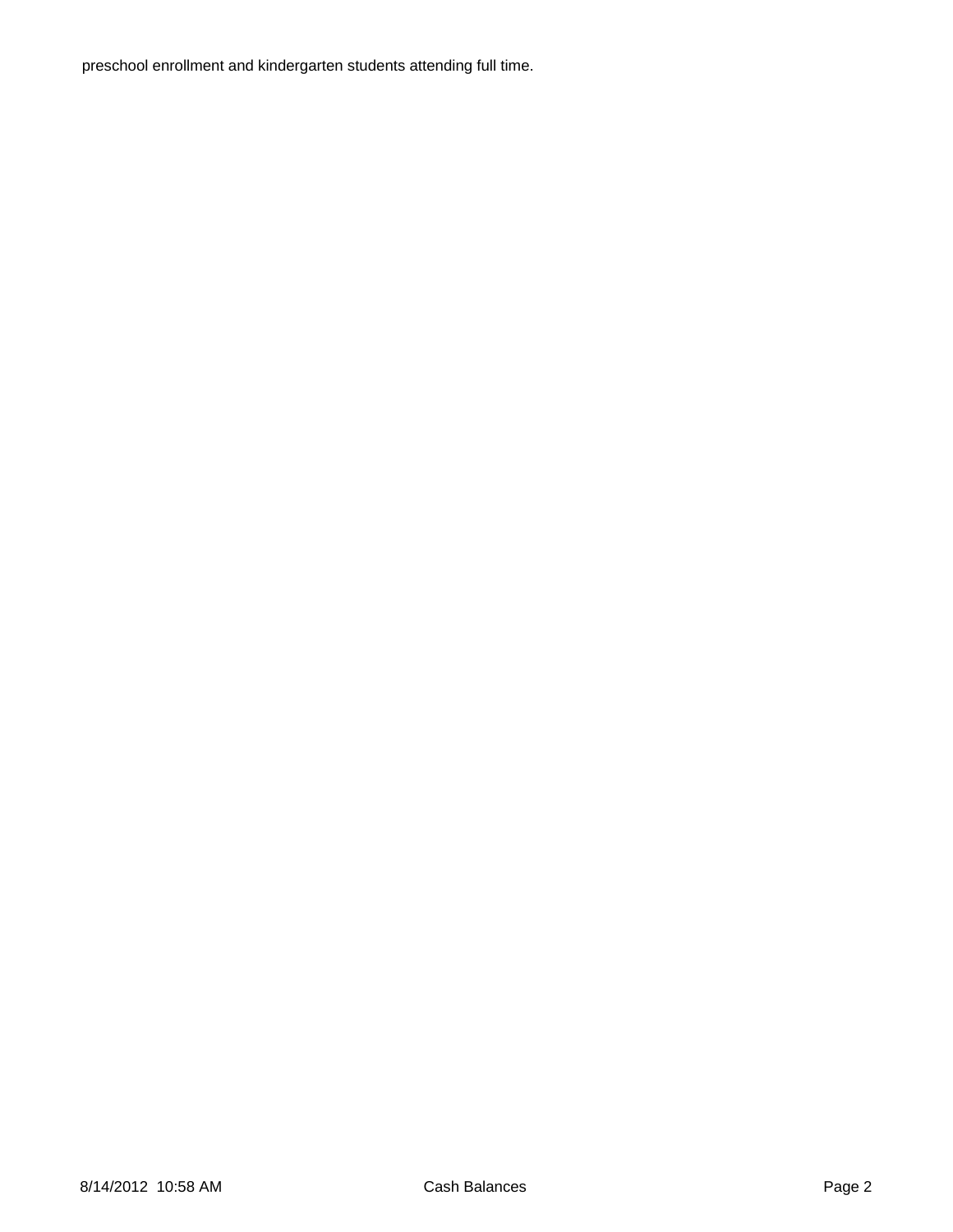preschool enrollment and kindergarten students attending full time.